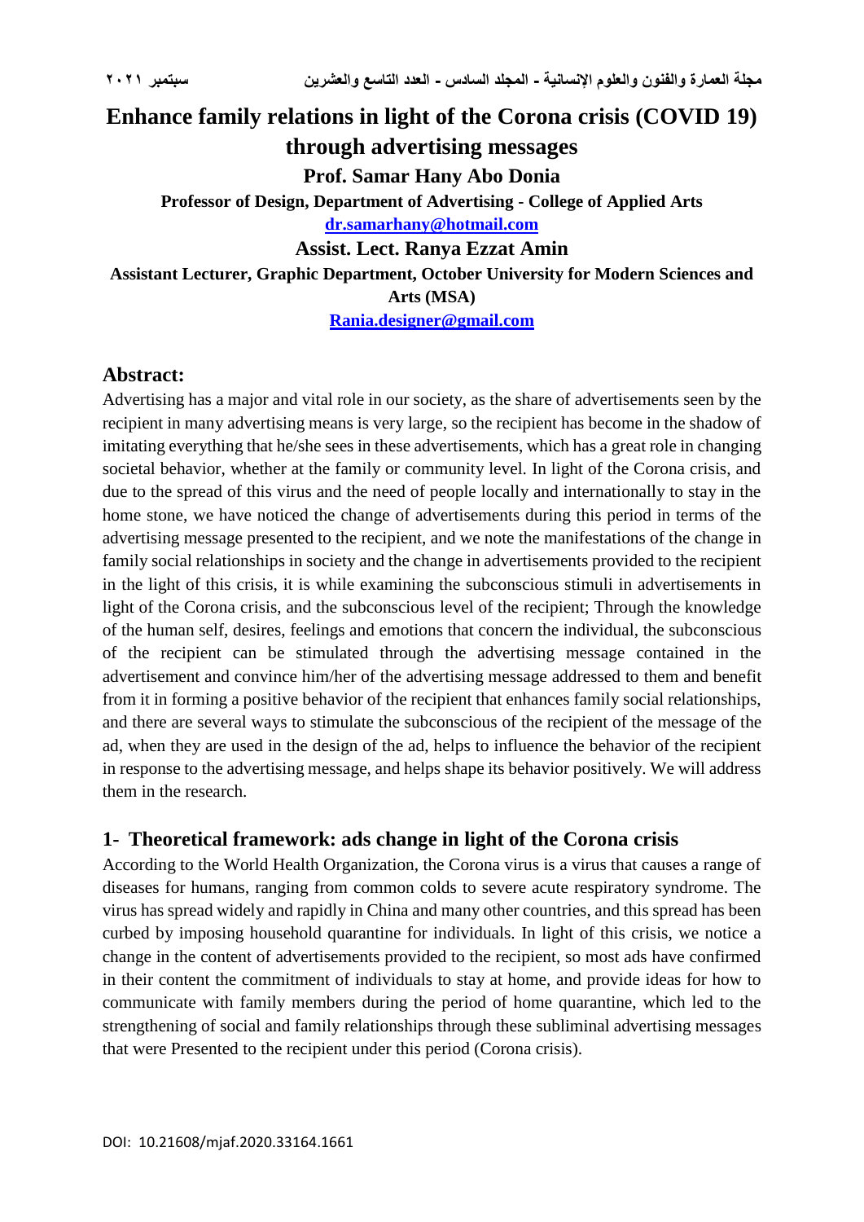# Enhance family relations in light of the Corona crisis (COVID 19) through advertising messages

**Prof. Samar Hany Abo Donia**

**Professor of Design, Department of Advertising - College of Applied Arts**

**dr.samarhany@hotmail.com**

**Assist. Lect. Ranya Ezzat Amin**

**Assistant Lecturer, Graphic Department, October University for Modern Sciences and Arts (MSA)**

**Rania.designer@gmail.com**

## Abstract:

Advertising has a major and vital role in our society, as the share of advertisements seen by the recipient in many advertising means is very large, so the recipient has become in the shadow of imitating everything that he/she sees in these advertisements, which has a great role in changing societal behavior, whether at the family or community level. In light of the Corona crisis, and due to the spread of this virus and the need of people locally and internationally to stay in the home stone, we have noticed the change of advertisements during this period in terms of the advertising message presented to the recipient, and we note the manifestations of the change in family social relationships in society and the change in advertisements provided to the recipient in the light of this crisis, it is while examining the subconscious stimuli in advertisements in light of the Corona crisis, and the subconscious level of the recipient; Through the knowledge of the human self, desires, feelings and emotions that concern the individual, the subconscious of the recipient can be stimulated through the advertising message contained in the advertisement and convince him/her of the advertising message addressed to them and benefit from it in forming a positive behavior of the recipient that enhances family social relationships, and there are several ways to stimulate the subconscious of the recipient of the message of the ad, when they are used in the design of the ad, helps to influence the behavior of the recipient in response to the advertising message, and helps shape its behavior positively. We will address them in the research.

## 1- Theoretical framework: ads change in light of the Corona crisis

According to the World Health Organization, the Corona virus is a virus that causes a range of diseases for humans, ranging from common colds to severe acute respiratory syndrome. The virus has spread widely and rapidly in China and many other countries, and this spread has been curbed by imposing household quarantine for individuals. In light of this crisis, we notice a change in the content of advertisements provided to the recipient, so most ads have confirmed in their content the commitment of individuals to stay at home, and provide ideas for how to communicate with family members during the period of home quarantine, which led to the strengthening of social and family relationships through these subliminal advertising messages that were Presented to the recipient under this period (Corona crisis).

DOI: 10.21608/mjaf.2020.33164.1661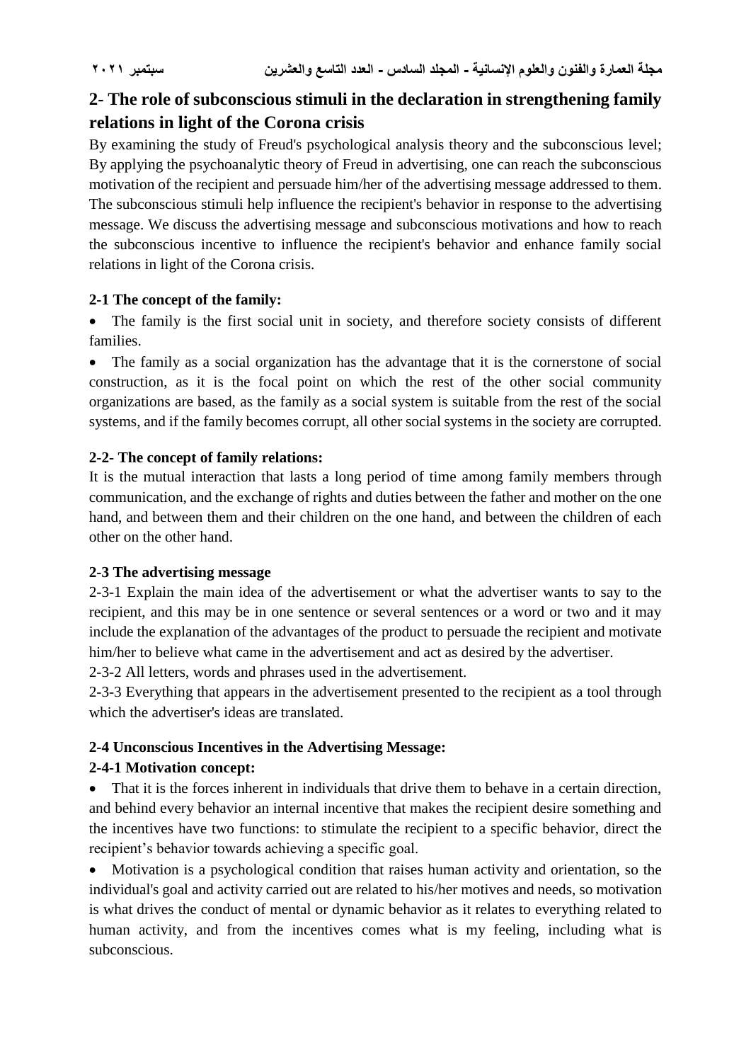## 2- The role of subconscious stimuli in the declaration in strengthening family relations in light of the Corona crisis

By examining the study of Freud's psychological analysis theory and the subconscious level; By applying the psychoanalytic theory of Freud in advertising, one can reach the subconscious motivation of the recipient and persuade him/her of the advertising message addressed to them. The subconscious stimuli help influence the recipient's behavior in response to the advertising message. We discuss the advertising message and subconscious motivations and how to reach the subconscious incentive to influence the recipient's behavior and enhance family social relations in light of the Corona crisis.

### 2-1 The concept of the family:

- The family is the first social unit in society, and therefore society consists of different families.
- The family as a social organization has the advantage that it is the cornerstone of social construction, as it is the focal point on which the rest of the other social community organizations are based, as the family as a social system is suitable from the rest of the social systems, and if the family becomes corrupt, all other social systems in the society are corrupted.

### 2-2- The concept of family relations:

It is the mutual interaction that lasts a long period of time among family members through communication, and the exchange of rights and duties between the father and mother on the one hand, and between them and their children on the one hand, and between the children of each other on the other hand.

### 2-3 The advertising message

2-3-1 Explain the main idea of the advertisement or what the advertiser wants to say to the recipient, and this may be in one sentence or several sentences or a word or two and it may include the explanation of the advantages of the product to persuade the recipient and motivate him/her to believe what came in the advertisement and act as desired by the advertiser.

2-3-2 All letters, words and phrases used in the advertisement.

2-3-3 Everything that appears in the advertisement presented to the recipient as a tool through which the advertiser's ideas are translated.

### 2-4 Unconscious Incentives in the Advertising Message:

#### 2-4-1 Motivation concept:

- That it is the forces inherent in individuals that drive them to behave in a certain direction, and behind every behavior an internal incentive that makes the recipient desire something and the incentives have two functions: to stimulate the recipient to a specific behavior, direct the recipient's behavior towards achieving a specific goal.
- Motivation is a psychological condition that raises human activity and orientation, so the individual's goal and activity carried out are related to his/her motives and needs, so motivation is what drives the conduct of mental or dynamic behavior as it relates to everything related to human activity, and from the incentives comes what is my feeling, including what is subconscious.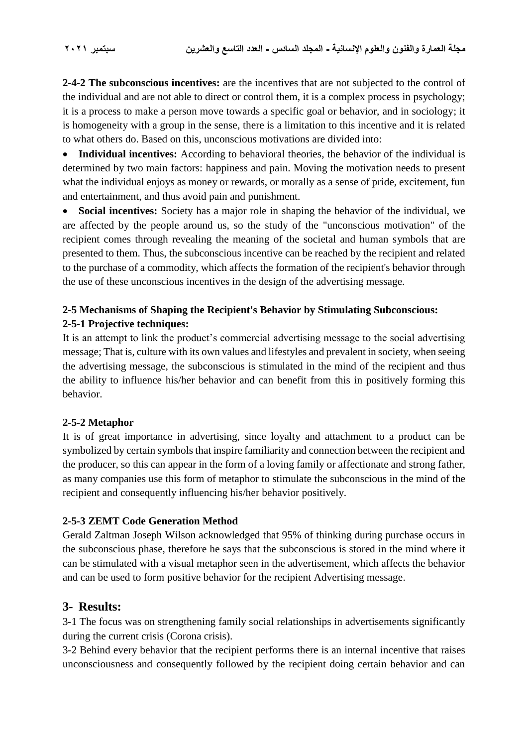**2-4-2 The subconscious incentives:** are the incentives that are not subjected to the control of the individual and are not able to direct or control them, it is a complex process in psychology; it is a process to make a person move towards a specific goal or behavior, and in sociology; it is homogeneity with a group in the sense, there is a limitation to this incentive and it is related to what others do. Based on this, unconscious motivations are divided into:

- **Individual incentives:** According to behavioral theories, the behavior of the individual is determined by two main factors: happiness and pain. Moving the motivation needs to present what the individual enjoys as money or rewards, or morally as a sense of pride, excitement, fun and entertainment, and thus avoid pain and punishment.
- **Social incentives:** Society has a major role in shaping the behavior of the individual, we are affected by the people around us, so the study of the "unconscious motivation" of the recipient comes through revealing the meaning of the societal and human symbols that are presented to them. Thus, the subconscious incentive can be reached by the recipient and related to the purchase of a commodity, which affects the formation of the recipient's behavior through the use of these unconscious incentives in the design of the advertising message.

### 2-5 Mechanisms of Shaping the Recipient's Behavior by Stimulating Subconscious:

#### 2-5-1 Projective techniques:

It is an attempt to link the product's commercial advertising message to the social advertising message; That is, culture with its own values and lifestyles and prevalent in society, when seeing the advertising message, the subconscious is stimulated in the mind of the recipient and thus the ability to influence his/her behavior and can benefit from this in positively forming this behavior.

#### 2-5-2 Metaphor

It is of great importance in advertising, since loyalty and attachment to a product can be symbolized by certain symbols that inspire familiarity and connection between the recipient and the producer, so this can appear in the form of a loving family or affectionate and strong father, as many companies use this form of metaphor to stimulate the subconscious in the mind of the recipient and consequently influencing his/her behavior positively.

#### 2-5-3 ZEMT Code Generation Method

Gerald Zaltman Joseph Wilson acknowledged that 95% of thinking during purchase occurs in the subconscious phase, therefore he says that the subconscious is stored in the mind where it can be stimulated with a visual metaphor seen in the advertisement, which affects the behavior and can be used to form positive behavior for the recipient Advertising message.

## 3- Results:

3-1 The focus was on strengthening family social relationships in advertisements significantly during the current crisis (Corona crisis).

3-2 Behind every behavior that the recipient performs there is an internal incentive that raises unconsciousness and consequently followed by the recipient doing certain behavior and can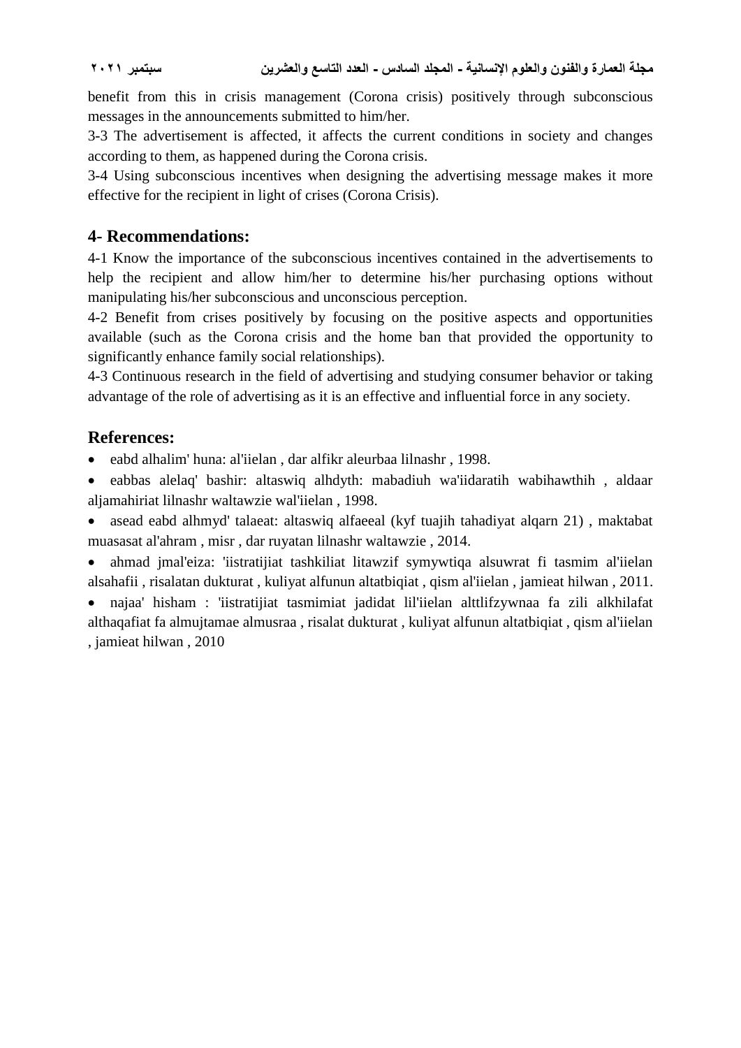benefit from this in crisis management (Corona crisis) positively through subconscious messages in the announcements submitted to him/her.

3-3 The advertisement is affected, it affects the current conditions in society and changes according to them, as happened during the Corona crisis.

3-4 Using subconscious incentives when designing the advertising message makes it more effective for the recipient in light of crises (Corona Crisis).

## 4- Recommendations:

4-1 Know the importance of the subconscious incentives contained in the advertisements to help the recipient and allow him/her to determine his/her purchasing options without manipulating his/her subconscious and unconscious perception.

4-2 Benefit from crises positively by focusing on the positive aspects and opportunities available (such as the Corona crisis and the home ban that provided the opportunity to significantly enhance family social relationships).

4-3 Continuous research in the field of advertising and studying consumer behavior or taking advantage of the role of advertising as it is an effective and influential force in any society.

## References:

- eabd alhalim' huna: al'iielan , dar alfikr aleurbaa lilnashr , 1998.
- eabbas alelaq' bashir: altaswiq alhdyth: mabadiuh wa'iidaratih wabihawthih , aldaar aljamahiriat lilnashr waltawzie wal'iielan , 1998.
- asead eabd alhmyd' talaeat: altaswiq alfaeeal (kyf tuajih tahadiyat alqarn 21) , maktabat muasasat al'ahram , misr , dar ruyatan lilnashr waltawzie , 2014.
- ahmad jmal'eiza: 'iistratijiat tashkiliat litawzif symywtiqa alsuwrat fi tasmim al'iielan alsahafii , risalatan dukturat , kuliyat alfunun altatbiqiat , qism al'iielan , jamieat hilwan , 2011.
- najaa' hisham : 'iistratijiat tasmimiat jadidat lil'iielan alttlifzywnaa fa zili alkhilafat althaqafiat fa almujtamae almusraa , risalat dukturat , kuliyat alfunun altatbiqiat , qism al'iielan , jamieat hilwan , 2010